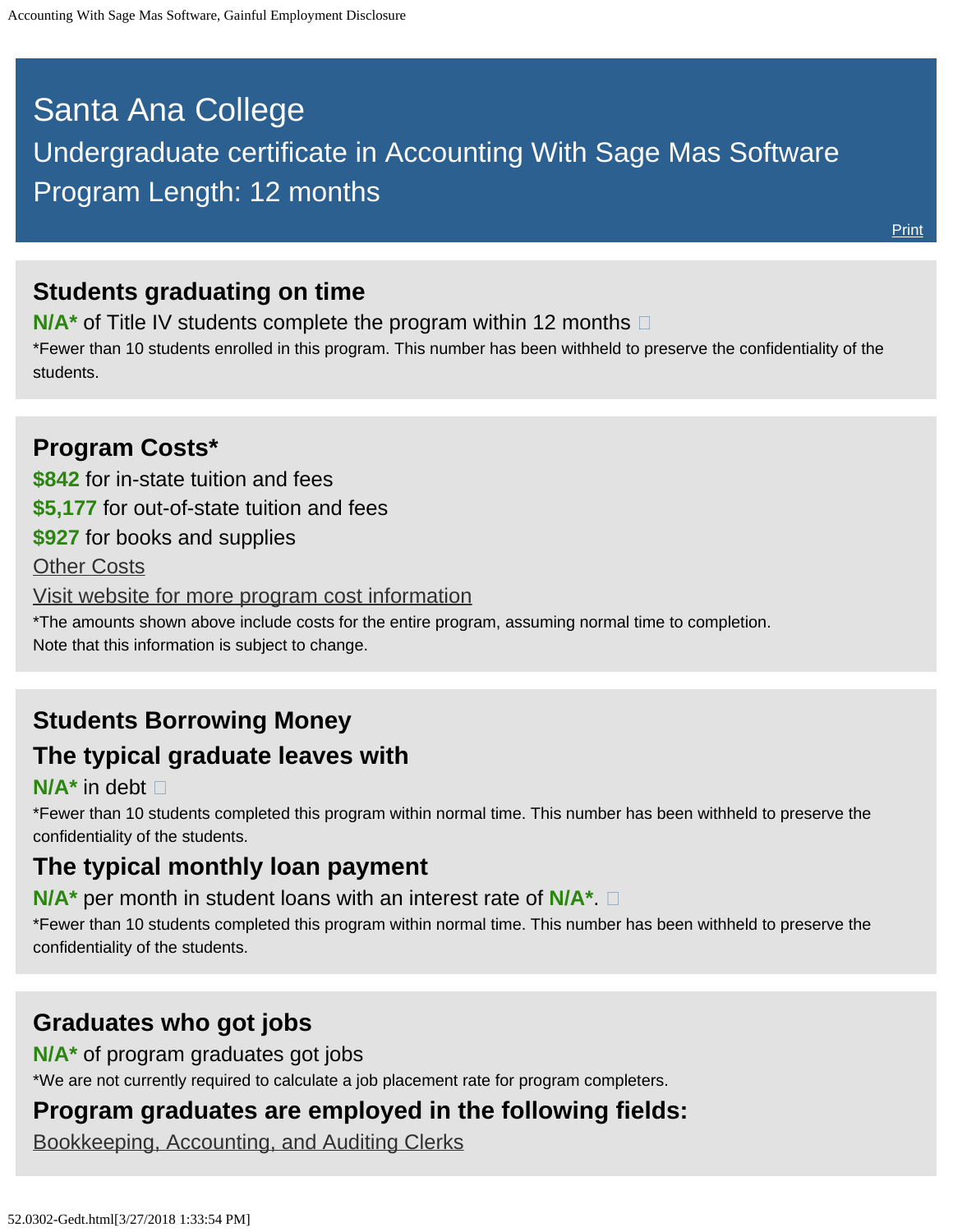# Santa Ana College

## Undergraduate certificate in Accounting With Sage Mas Software

## Program Length: 12 months

Print

## Students graduating on time

**N/A*** of Title IV students complete the program within 12 months

*Fewer than 10 students enrolled in this program. This number has been withheld to preserve the confidentiality of the students.

## Program Costs*

**$842** for in-state tuition and fees

**$5,177** for out-of-state tuition and fees

**$927** for books and supplies

Other Costs

Visit website for more program cost information

*The amounts shown above include costs for the entire program, assuming normal time to completion.
Note that this information is subject to change.

## Students Borrowing Money

## The typical graduate leaves with

**N/A*** in debt

*Fewer than 10 students completed this program within normal time. This number has been withheld to preserve the confidentiality of the students.

## The typical monthly loan payment

**N/A*** per month in student loans with an interest rate of **N/A***.

*Fewer than 10 students completed this program within normal time. This number has been withheld to preserve the confidentiality of the students.

## Graduates who got jobs

**N/A*** of program graduates got jobs

*We are not currently required to calculate a job placement rate for program completers.

## Program graduates are employed in the following fields:

Bookkeeping, Accounting, and Auditing Clerks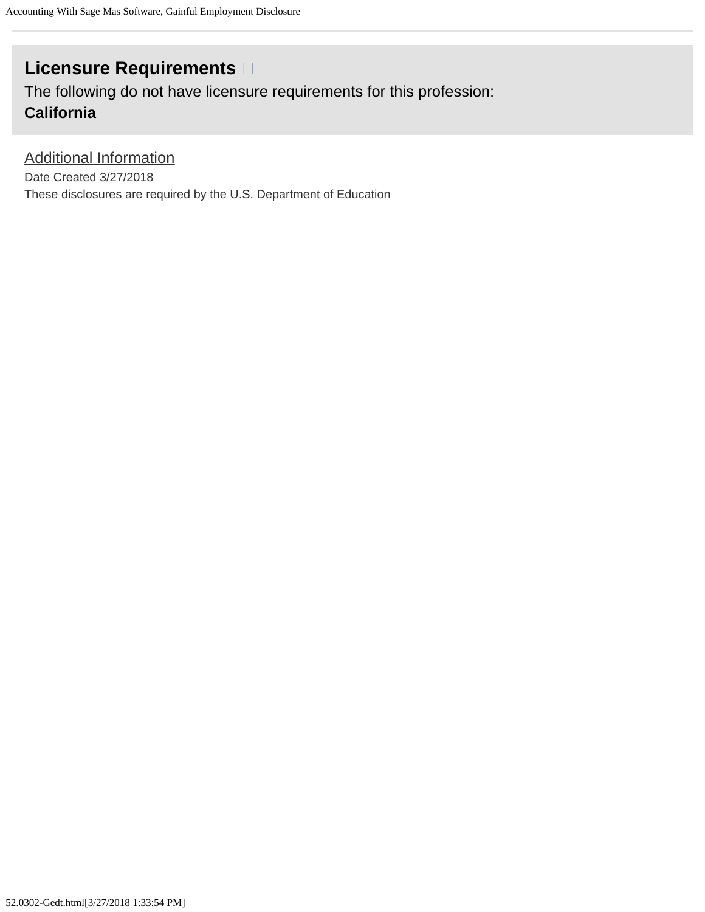## Licensure Requirements

The following do not have licensure requirements for this profession:

**California**

Additional Information

Date Created 3/27/2018

These disclosures are required by the U.S. Department of Education